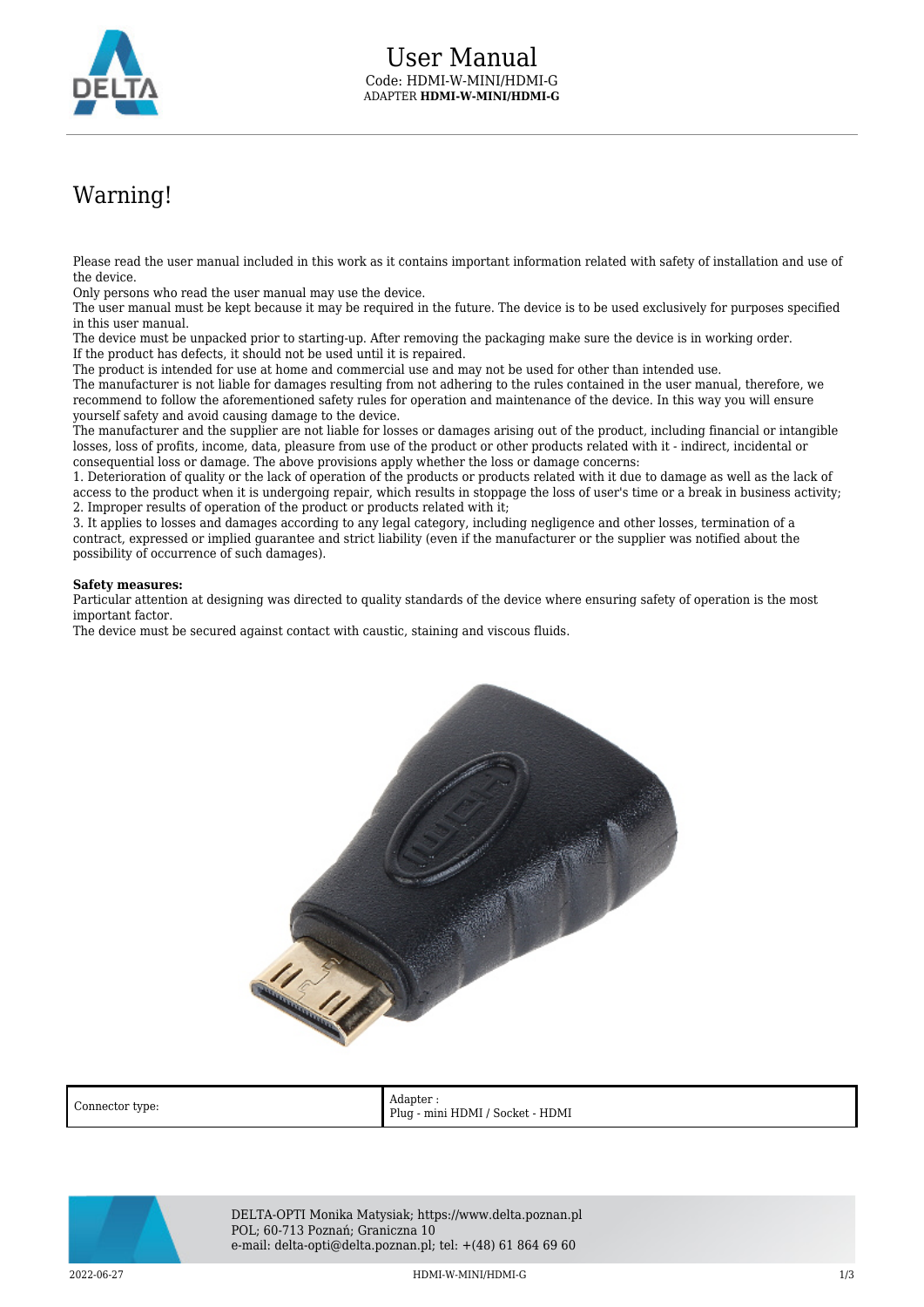# User Manual

Code: HDMI-W-MINI/HDMI-G

ADAPTER **HDMI-W-MINI/HDMI-G**

## Warning!

Please read the user manual included in this work as it contains important information related with safety of installation and use of the device.

Only persons who read the user manual may use the device.

The user manual must be kept because it may be required in the future. The device is to be used exclusively for purposes specified in this user manual.

The device must be unpacked prior to starting-up. After removing the packaging make sure the device is in working order.

If the product has defects, it should not be used until it is repaired.

The product is intended for use at home and commercial use and may not be used for other than intended use.

The manufacturer is not liable for damages resulting from not adhering to the rules contained in the user manual, therefore, we recommend to follow the aforementioned safety rules for operation and maintenance of the device. In this way you will ensure yourself safety and avoid causing damage to the device.

The manufacturer and the supplier are not liable for losses or damages arising out of the product, including financial or intangible losses, loss of profits, income, data, pleasure from use of the product or other products related with it - indirect, incidental or consequential loss or damage. The above provisions apply whether the loss or damage concerns:

1. Deterioration of quality or the lack of operation of the products or products related with it due to damage as well as the lack of access to the product when it is undergoing repair, which results in stoppage the loss of user's time or a break in business activity;
2. Improper results of operation of the product or products related with it;
3. It applies to losses and damages according to any legal category, including negligence and other losses, termination of a contract, expressed or implied guarantee and strict liability (even if the manufacturer or the supplier was notified about the possibility of occurrence of such damages).

**Safety measures:**

Particular attention at designing was directed to quality standards of the device where ensuring safety of operation is the most important factor.

The device must be secured against contact with caustic, staining and viscous fluids.

| Connector type: | Adapter :<br>Plug - mini HDMI / Socket - HDMI |
|---|---|

DELTA-OPTI Monika Matysiak; https://www.delta.poznan.pl
POL; 60-713 Poznań; Graniczna 10
e-mail: delta-opti@delta.poznan.pl; tel: +(48) 61 864 69 60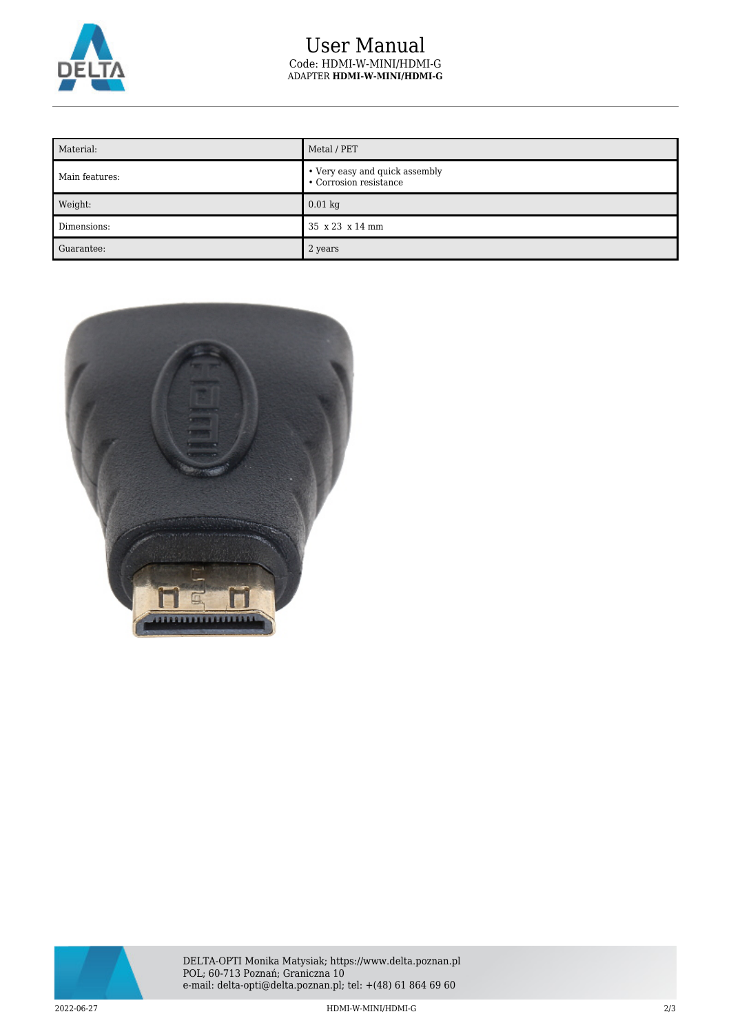# User Manual

Code: HDMI-W-MINI/HDMI-G

ADAPTER **HDMI-W-MINI/HDMI-G**

| Material: | Metal / PET |
| --- | --- |
| Main features: | • Very easy and quick assembly<br>• Corrosion resistance |
| Weight: | 0.01 kg |
| Dimensions: | 35 x 23 x 14 mm |
| Guarantee: | 2 years |

DELTA-OPTI Monika Matysiak; https://www.delta.poznan.pl
POL; 60-713 Poznań; Graniczna 10
e-mail: delta-opti@delta.poznan.pl; tel: +(48) 61 864 69 60